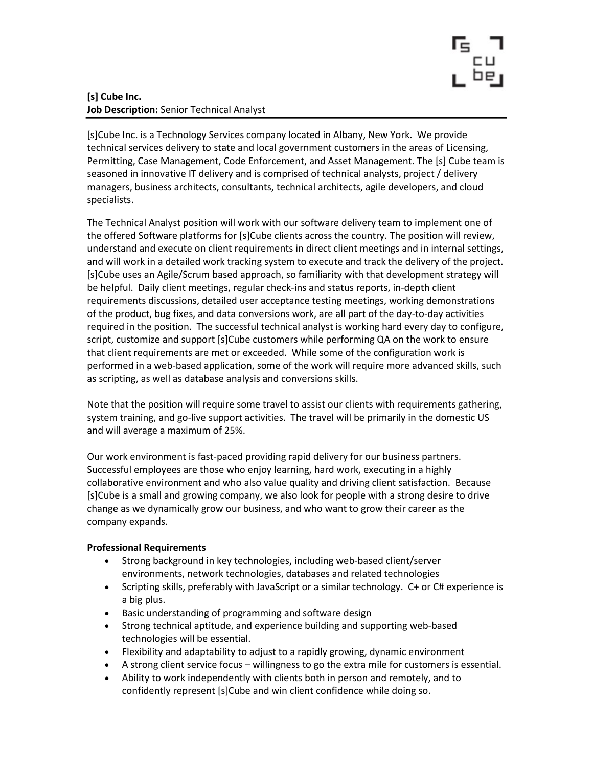**[s] Cube Inc.**
**Job Description:** Senior Technical Analyst

[s]Cube Inc. is a Technology Services company located in Albany, New York. We provide technical services delivery to state and local government customers in the areas of Licensing, Permitting, Case Management, Code Enforcement, and Asset Management. The [s] Cube team is seasoned in innovative IT delivery and is comprised of technical analysts, project / delivery managers, business architects, consultants, technical architects, agile developers, and cloud specialists.

The Technical Analyst position will work with our software delivery team to implement one of the offered Software platforms for [s]Cube clients across the country. The position will review, understand and execute on client requirements in direct client meetings and in internal settings, and will work in a detailed work tracking system to execute and track the delivery of the project. [s]Cube uses an Agile/Scrum based approach, so familiarity with that development strategy will be helpful. Daily client meetings, regular check-ins and status reports, in-depth client requirements discussions, detailed user acceptance testing meetings, working demonstrations of the product, bug fixes, and data conversions work, are all part of the day-to-day activities required in the position. The successful technical analyst is working hard every day to configure, script, customize and support [s]Cube customers while performing QA on the work to ensure that client requirements are met or exceeded. While some of the configuration work is performed in a web-based application, some of the work will require more advanced skills, such as scripting, as well as database analysis and conversions skills.

Note that the position will require some travel to assist our clients with requirements gathering, system training, and go-live support activities. The travel will be primarily in the domestic US and will average a maximum of 25%.

Our work environment is fast-paced providing rapid delivery for our business partners. Successful employees are those who enjoy learning, hard work, executing in a highly collaborative environment and who also value quality and driving client satisfaction. Because [s]Cube is a small and growing company, we also look for people with a strong desire to drive change as we dynamically grow our business, and who want to grow their career as the company expands.

**Professional Requirements**

- Strong background in key technologies, including web-based client/server environments, network technologies, databases and related technologies
- Scripting skills, preferably with JavaScript or a similar technology. C+ or C# experience is a big plus.
- Basic understanding of programming and software design
- Strong technical aptitude, and experience building and supporting web-based technologies will be essential.
- Flexibility and adaptability to adjust to a rapidly growing, dynamic environment
- A strong client service focus – willingness to go the extra mile for customers is essential.
- Ability to work independently with clients both in person and remotely, and to confidently represent [s]Cube and win client confidence while doing so.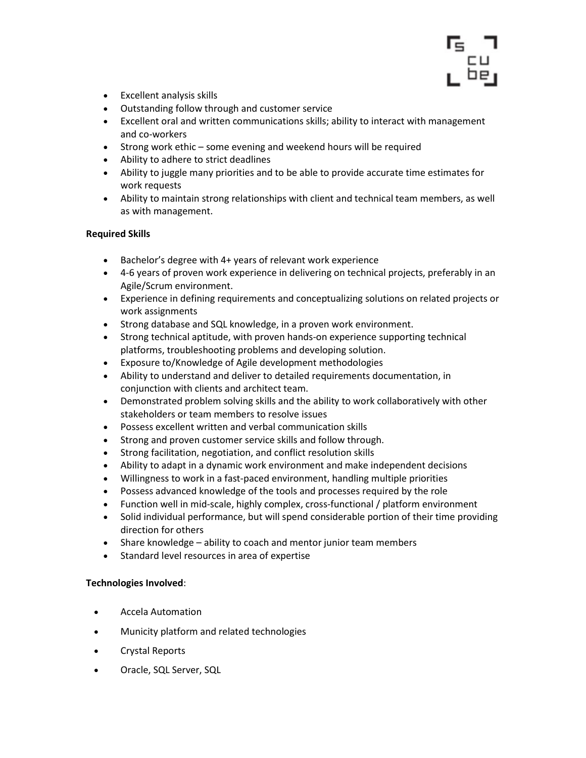- Excellent analysis skills
- Outstanding follow through and customer service
- Excellent oral and written communications skills; ability to interact with management and co-workers
- Strong work ethic – some evening and weekend hours will be required
- Ability to adhere to strict deadlines
- Ability to juggle many priorities and to be able to provide accurate time estimates for work requests
- Ability to maintain strong relationships with client and technical team members, as well as with management.

**Required Skills**

- Bachelor's degree with 4+ years of relevant work experience
- 4-6 years of proven work experience in delivering on technical projects, preferably in an Agile/Scrum environment.
- Experience in defining requirements and conceptualizing solutions on related projects or work assignments
- Strong database and SQL knowledge, in a proven work environment.
- Strong technical aptitude, with proven hands-on experience supporting technical platforms, troubleshooting problems and developing solution.
- Exposure to/Knowledge of Agile development methodologies
- Ability to understand and deliver to detailed requirements documentation, in conjunction with clients and architect team.
- Demonstrated problem solving skills and the ability to work collaboratively with other stakeholders or team members to resolve issues
- Possess excellent written and verbal communication skills
- Strong and proven customer service skills and follow through.
- Strong facilitation, negotiation, and conflict resolution skills
- Ability to adapt in a dynamic work environment and make independent decisions
- Willingness to work in a fast-paced environment, handling multiple priorities
- Possess advanced knowledge of the tools and processes required by the role
- Function well in mid-scale, highly complex, cross-functional / platform environment
- Solid individual performance, but will spend considerable portion of their time providing direction for others
- Share knowledge – ability to coach and mentor junior team members
- Standard level resources in area of expertise

**Technologies Involved**:

- Accela Automation
- Municity platform and related technologies
- Crystal Reports
- Oracle, SQL Server, SQL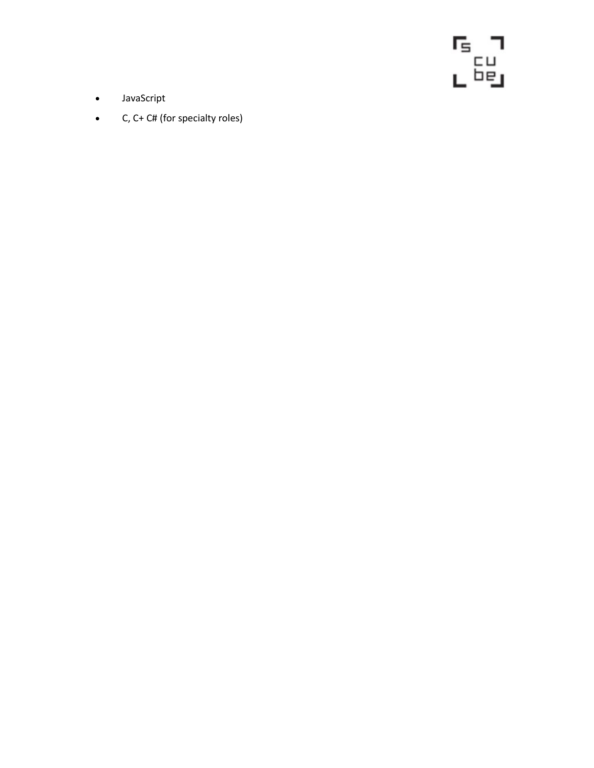- JavaScript
- C, C+ C# (for specialty roles)